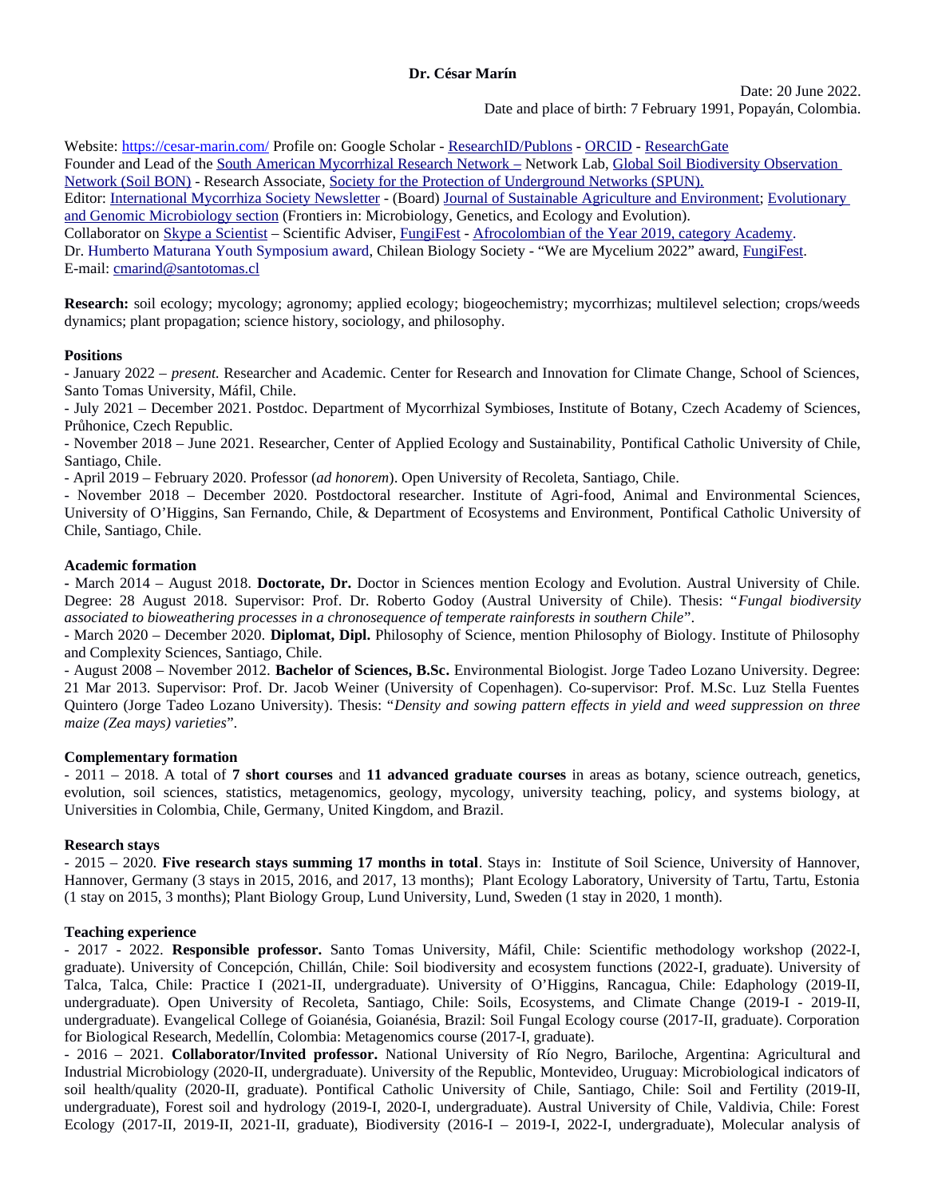**Dr. César Marín**

Date: 20 June 2022.
Date and place of birth: 7 February 1991, Popayán, Colombia.

Website: https://cesar-marin.com/ Profile on: Google Scholar - ResearchID/Publons - ORCID - ResearchGate
Founder and Lead of the South American Mycorrhizal Research Network – Network Lab, Global Soil Biodiversity Observation Network (Soil BON) - Research Associate, Society for the Protection of Underground Networks (SPUN).
Editor: International Mycorrhiza Society Newsletter - (Board) Journal of Sustainable Agriculture and Environment; Evolutionary and Genomic Microbiology section (Frontiers in: Microbiology, Genetics, and Ecology and Evolution).
Collaborator on Skype a Scientist – Scientific Adviser, FungiFest - Afrocolombian of the Year 2019, category Academy.
Dr. Humberto Maturana Youth Symposium award, Chilean Biology Society - "We are Mycelium 2022" award, FungiFest.
E-mail: cmarind@santotomas.cl

**Research:** soil ecology; mycology; agronomy; applied ecology; biogeochemistry; mycorrhizas; multilevel selection; crops/weeds dynamics; plant propagation; science history, sociology, and philosophy.

**Positions**

- January 2022 – *present.* Researcher and Academic. Center for Research and Innovation for Climate Change, School of Sciences, Santo Tomas University, Máfil, Chile.
- July 2021 – December 2021. Postdoc. Department of Mycorrhizal Symbioses, Institute of Botany, Czech Academy of Sciences, Průhonice, Czech Republic.
- November 2018 – June 2021. Researcher, Center of Applied Ecology and Sustainability, Pontifical Catholic University of Chile, Santiago, Chile.
- April 2019 – February 2020. Professor (*ad honorem*). Open University of Recoleta, Santiago, Chile.
- November 2018 – December 2020. Postdoctoral researcher. Institute of Agri-food, Animal and Environmental Sciences, University of O'Higgins, San Fernando, Chile, & Department of Ecosystems and Environment, Pontifical Catholic University of Chile, Santiago, Chile.

**Academic formation**

- March 2014 – August 2018. **Doctorate, Dr.** Doctor in Sciences mention Ecology and Evolution. Austral University of Chile. Degree: 28 August 2018. Supervisor: Prof. Dr. Roberto Godoy (Austral University of Chile). Thesis: "*Fungal biodiversity associated to bioweathering processes in a chronosequence of temperate rainforests in southern Chile*".
- March 2020 – December 2020. **Diplomat, Dipl.** Philosophy of Science, mention Philosophy of Biology. Institute of Philosophy and Complexity Sciences, Santiago, Chile.
- August 2008 – November 2012. **Bachelor of Sciences, B.Sc.** Environmental Biologist. Jorge Tadeo Lozano University. Degree: 21 Mar 2013. Supervisor: Prof. Dr. Jacob Weiner (University of Copenhagen). Co-supervisor: Prof. M.Sc. Luz Stella Fuentes Quintero (Jorge Tadeo Lozano University). Thesis: "*Density and sowing pattern effects in yield and weed suppression on three maize (Zea mays) varieties*".

**Complementary formation**

- 2011 – 2018. A total of **7 short courses** and **11 advanced graduate courses** in areas as botany, science outreach, genetics, evolution, soil sciences, statistics, metagenomics, geology, mycology, university teaching, policy, and systems biology, at Universities in Colombia, Chile, Germany, United Kingdom, and Brazil.

**Research stays**

- 2015 – 2020. **Five research stays summing 17 months in total**. Stays in: Institute of Soil Science, University of Hannover, Hannover, Germany (3 stays in 2015, 2016, and 2017, 13 months); Plant Ecology Laboratory, University of Tartu, Tartu, Estonia (1 stay on 2015, 3 months); Plant Biology Group, Lund University, Lund, Sweden (1 stay in 2020, 1 month).

**Teaching experience**

- 2017 - 2022. **Responsible professor.** Santo Tomas University, Máfil, Chile: Scientific methodology workshop (2022-I, graduate). University of Concepción, Chillán, Chile: Soil biodiversity and ecosystem functions (2022-I, graduate). University of Talca, Talca, Chile: Practice I (2021-II, undergraduate). University of O'Higgins, Rancagua, Chile: Edaphology (2019-II, undergraduate). Open University of Recoleta, Santiago, Chile: Soils, Ecosystems, and Climate Change (2019-I - 2019-II, undergraduate). Evangelical College of Goianésia, Goianésia, Brazil: Soil Fungal Ecology course (2017-II, graduate). Corporation for Biological Research, Medellín, Colombia: Metagenomics course (2017-I, graduate).
- 2016 – 2021. **Collaborator/Invited professor.** National University of Río Negro, Bariloche, Argentina: Agricultural and Industrial Microbiology (2020-II, undergraduate). University of the Republic, Montevideo, Uruguay: Microbiological indicators of soil health/quality (2020-II, graduate). Pontifical Catholic University of Chile, Santiago, Chile: Soil and Fertility (2019-II, undergraduate), Forest soil and hydrology (2019-I, 2020-I, undergraduate). Austral University of Chile, Valdivia, Chile: Forest Ecology (2017-II, 2019-II, 2021-II, graduate), Biodiversity (2016-I – 2019-I, 2022-I, undergraduate), Molecular analysis of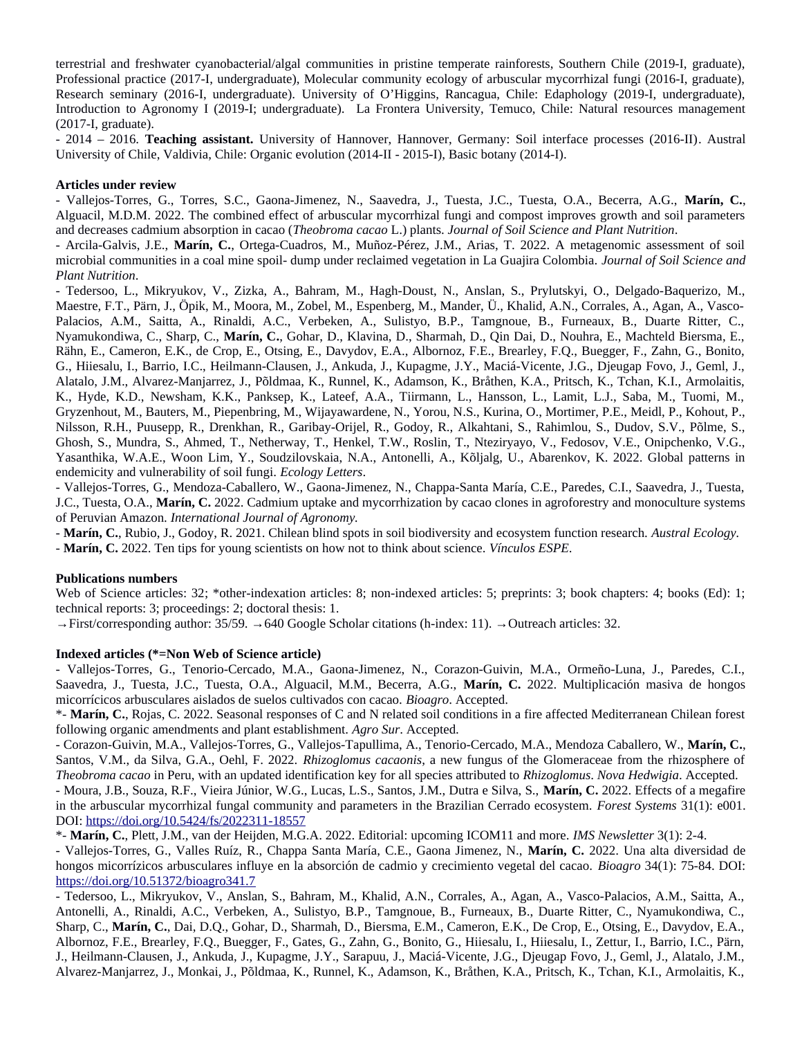terrestrial and freshwater cyanobacterial/algal communities in pristine temperate rainforests, Southern Chile (2019-I, graduate), Professional practice (2017-I, undergraduate), Molecular community ecology of arbuscular mycorrhizal fungi (2016-I, graduate), Research seminary (2016-I, undergraduate). University of O'Higgins, Rancagua, Chile: Edaphology (2019-I, undergraduate), Introduction to Agronomy I (2019-I; undergraduate). La Frontera University, Temuco, Chile: Natural resources management (2017-I, graduate).

- 2014 – 2016. **Teaching assistant.** University of Hannover, Hannover, Germany: Soil interface processes (2016-II). Austral University of Chile, Valdivia, Chile: Organic evolution (2014-II - 2015-I), Basic botany (2014-I).

**Articles under review**

- Vallejos-Torres, G., Torres, S.C., Gaona-Jimenez, N., Saavedra, J., Tuesta, J.C., Tuesta, O.A., Becerra, A.G., **Marín, C.**, Alguacil, M.D.M. 2022. The combined effect of arbuscular mycorrhizal fungi and compost improves growth and soil parameters and decreases cadmium absorption in cacao (*Theobroma cacao* L.) plants. *Journal of Soil Science and Plant Nutrition*.
- Arcila-Galvis, J.E., **Marín, C.**, Ortega-Cuadros, M., Muñoz-Pérez, J.M., Arias, T. 2022. A metagenomic assessment of soil microbial communities in a coal mine spoil- dump under reclaimed vegetation in La Guajira Colombia. *Journal of Soil Science and Plant Nutrition*.
- Tedersoo, L., Mikryukov, V., Zizka, A., Bahram, M., Hagh-Doust, N., Anslan, S., Prylutskyi, O., Delgado-Baquerizo, M., Maestre, F.T., Pärn, J., Öpik, M., Moora, M., Zobel, M., Espenberg, M., Mander, Ü., Khalid, A.N., Corrales, A., Agan, A., Vasco-Palacios, A.M., Saitta, A., Rinaldi, A.C., Verbeken, A., Sulistyo, B.P., Tamgnoue, B., Furneaux, B., Duarte Ritter, C., Nyamukondiwa, C., Sharp, C., **Marín, C.**, Gohar, D., Klavina, D., Sharmah, D., Qin Dai, D., Nouhra, E., Machteld Biersma, E., Rähn, E., Cameron, E.K., de Crop, E., Otsing, E., Davydov, E.A., Albornoz, F.E., Brearley, F.Q., Buegger, F., Zahn, G., Bonito, G., Hiiesalu, I., Barrio, I.C., Heilmann-Clausen, J., Ankuda, J., Kupagme, J.Y., Maciá-Vicente, J.G., Djeugap Fovo, J., Geml, J., Alatalo, J.M., Alvarez-Manjarrez, J., Põldmaa, K., Runnel, K., Adamson, K., Bråthen, K.A., Pritsch, K., Tchan, K.I., Armolaitis, K., Hyde, K.D., Newsham, K.K., Panksep, K., Lateef, A.A., Tiirmann, L., Hansson, L., Lamit, L.J., Saba, M., Tuomi, M., Gryzenhout, M., Bauters, M., Piepenbring, M., Wijayawardene, N., Yorou, N.S., Kurina, O., Mortimer, P.E., Meidl, P., Kohout, P., Nilsson, R.H., Puusepp, R., Drenkhan, R., Garibay-Orijel, R., Godoy, R., Alkahtani, S., Rahimlou, S., Dudov, S.V., Põlme, S., Ghosh, S., Mundra, S., Ahmed, T., Netherway, T., Henkel, T.W., Roslin, T., Nteziryayo, V., Fedosov, V.E., Onipchenko, V.G., Yasanthika, W.A.E., Woon Lim, Y., Soudzilovskaia, N.A., Antonelli, A., Kõljalg, U., Abarenkov, K. 2022. Global patterns in endemicity and vulnerability of soil fungi. *Ecology Letters*.
- Vallejos-Torres, G., Mendoza-Caballero, W., Gaona-Jimenez, N., Chappa-Santa María, C.E., Paredes, C.I., Saavedra, J., Tuesta, J.C., Tuesta, O.A., **Marín, C.** 2022. Cadmium uptake and mycorrhization by cacao clones in agroforestry and monoculture systems of Peruvian Amazon. *International Journal of Agronomy.*
- **Marín, C.**, Rubio, J., Godoy, R. 2021. Chilean blind spots in soil biodiversity and ecosystem function research. *Austral Ecology.*
- **Marín, C.** 2022. Ten tips for young scientists on how not to think about science. *Vínculos ESPE*.

**Publications numbers**

Web of Science articles: 32; *other-indexation articles: 8; non-indexed articles: 5; preprints: 3; book chapters: 4; books (Ed): 1; technical reports: 3; proceedings: 2; doctoral thesis: 1.

→First/corresponding author: 35/59. →640 Google Scholar citations (h-index: 11). →Outreach articles: 32.

**Indexed articles (*=Non Web of Science article)**

- Vallejos-Torres, G., Tenorio-Cercado, M.A., Gaona-Jimenez, N., Corazon-Guivin, M.A., Ormeño-Luna, J., Paredes, C.I., Saavedra, J., Tuesta, J.C., Tuesta, O.A., Alguacil, M.M., Becerra, A.G., **Marín, C.** 2022. Multiplicación masiva de hongos micorrícicos arbusculares aislados de suelos cultivados con cacao. *Bioagro*. Accepted.

*- **Marín, C.**, Rojas, C. 2022. Seasonal responses of C and N related soil conditions in a fire affected Mediterranean Chilean forest following organic amendments and plant establishment. *Agro Sur*. Accepted.

- Corazon-Guivin, M.A., Vallejos-Torres, G., Vallejos-Tapullima, A., Tenorio-Cercado, M.A., Mendoza Caballero, W., **Marín, C.**, Santos, V.M., da Silva, G.A., Oehl, F. 2022. *Rhizoglomus cacaonis*, a new fungus of the Glomeraceae from the rhizosphere of *Theobroma cacao* in Peru, with an updated identification key for all species attributed to *Rhizoglomus*. *Nova Hedwigia*. Accepted.
- Moura, J.B., Souza, R.F., Vieira Júnior, W.G., Lucas, L.S., Santos, J.M., Dutra e Silva, S., **Marín, C.** 2022. Effects of a megafire in the arbuscular mycorrhizal fungal community and parameters in the Brazilian Cerrado ecosystem. *Forest Systems* 31(1): e001. DOI: https://doi.org/10.5424/fs/2022311-18557

*- **Marín, C.**, Plett, J.M., van der Heijden, M.G.A. 2022. Editorial: upcoming ICOM11 and more. *IMS Newsletter* 3(1): 2-4.

- Vallejos-Torres, G., Valles Ruíz, R., Chappa Santa María, C.E., Gaona Jimenez, N., **Marín, C.** 2022. Una alta diversidad de hongos micorrízicos arbusculares influye en la absorción de cadmio y crecimiento vegetal del cacao. *Bioagro* 34(1): 75-84. DOI: https://doi.org/10.51372/bioagro341.7
- Tedersoo, L., Mikryukov, V., Anslan, S., Bahram, M., Khalid, A.N., Corrales, A., Agan, A., Vasco-Palacios, A.M., Saitta, A., Antonelli, A., Rinaldi, A.C., Verbeken, A., Sulistyo, B.P., Tamgnoue, B., Furneaux, B., Duarte Ritter, C., Nyamukondiwa, C., Sharp, C., **Marín, C.**, Dai, D.Q., Gohar, D., Sharmah, D., Biersma, E.M., Cameron, E.K., De Crop, E., Otsing, E., Davydov, E.A., Albornoz, F.E., Brearley, F.Q., Buegger, F., Gates, G., Zahn, G., Bonito, G., Hiiesalu, I., Hiiesalu, I., Zettur, I., Barrio, I.C., Pärn, J., Heilmann-Clausen, J., Ankuda, J., Kupagme, J.Y., Sarapuu, J., Maciá-Vicente, J.G., Djeugap Fovo, J., Geml, J., Alatalo, J.M., Alvarez-Manjarrez, J., Monkai, J., Põldmaa, K., Runnel, K., Adamson, K., Bråthen, K.A., Pritsch, K., Tchan, K.I., Armolaitis, K.,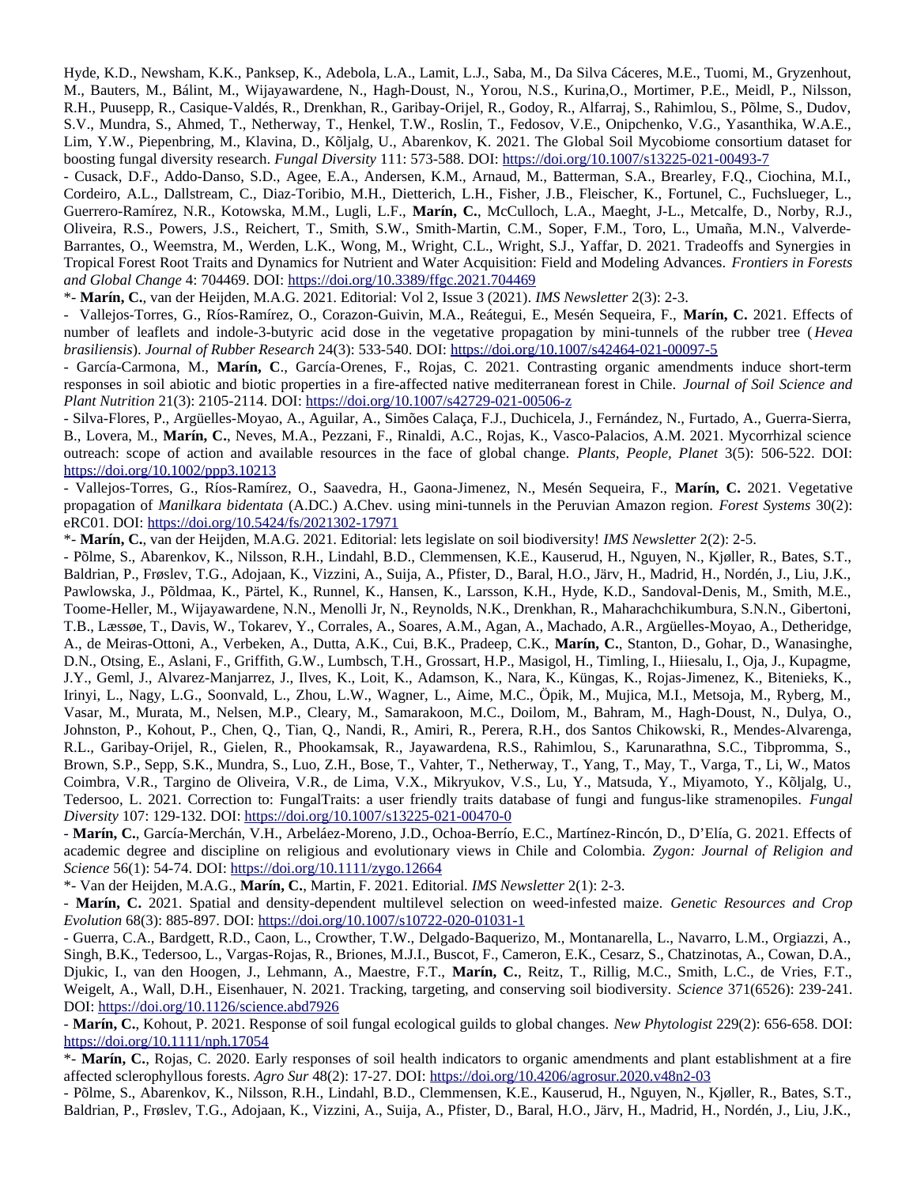Hyde, K.D., Newsham, K.K., Panksep, K., Adebola, L.A., Lamit, L.J., Saba, M., Da Silva Cáceres, M.E., Tuomi, M., Gryzenhout, M., Bauters, M., Bálint, M., Wijayawardene, N., Hagh-Doust, N., Yorou, N.S., Kurina,O., Mortimer, P.E., Meidl, P., Nilsson, R.H., Puusepp, R., Casique-Valdés, R., Drenkhan, R., Garibay-Orijel, R., Godoy, R., Alfarraj, S., Rahimlou, S., Põlme, S., Dudov, S.V., Mundra, S., Ahmed, T., Netherway, T., Henkel, T.W., Roslin, T., Fedosov, V.E., Onipchenko, V.G., Yasanthika, W.A.E., Lim, Y.W., Piepenbring, M., Klavina, D., Kõljalg, U., Abarenkov, K. 2021. The Global Soil Mycobiome consortium dataset for boosting fungal diversity research. *Fungal Diversity* 111: 573-588. DOI: https://doi.org/10.1007/s13225-021-00493-7

- Cusack, D.F., Addo-Danso, S.D., Agee, E.A., Andersen, K.M., Arnaud, M., Batterman, S.A., Brearley, F.Q., Ciochina, M.I., Cordeiro, A.L., Dallstream, C., Diaz-Toribio, M.H., Dietterich, L.H., Fisher, J.B., Fleischer, K., Fortunel, C., Fuchslueger, L., Guerrero-Ramírez, N.R., Kotowska, M.M., Lugli, L.F., **Marín, C.**, McCulloch, L.A., Maeght, J-L., Metcalfe, D., Norby, R.J., Oliveira, R.S., Powers, J.S., Reichert, T., Smith, S.W., Smith-Martin, C.M., Soper, F.M., Toro, L., Umaña, M.N., Valverde-Barrantes, O., Weemstra, M., Werden, L.K., Wong, M., Wright, C.L., Wright, S.J., Yaffar, D. 2021. Tradeoffs and Synergies in Tropical Forest Root Traits and Dynamics for Nutrient and Water Acquisition: Field and Modeling Advances. *Frontiers in Forests and Global Change* 4: 704469. DOI: https://doi.org/10.3389/ffgc.2021.704469

*- **Marín, C.**, van der Heijden, M.A.G. 2021. Editorial: Vol 2, Issue 3 (2021). *IMS Newsletter* 2(3): 2-3.

- Vallejos-Torres, G., Ríos-Ramírez, O., Corazon-Guivin, M.A., Reátegui, E., Mesén Sequeira, F., **Marín, C.** 2021. Effects of number of leaflets and indole-3-butyric acid dose in the vegetative propagation by mini-tunnels of the rubber tree (*Hevea brasiliensis*). *Journal of Rubber Research* 24(3): 533-540. DOI: https://doi.org/10.1007/s42464-021-00097-5

- García-Carmona, M., **Marín, C**., García-Orenes, F., Rojas, C. 2021. Contrasting organic amendments induce short-term responses in soil abiotic and biotic properties in a fire-affected native mediterranean forest in Chile. *Journal of Soil Science and Plant Nutrition* 21(3): 2105-2114. DOI: https://doi.org/10.1007/s42729-021-00506-z

- Silva-Flores, P., Argüelles-Moyao, A., Aguilar, A., Simões Calaça, F.J., Duchicela, J., Fernández, N., Furtado, A., Guerra-Sierra, B., Lovera, M., **Marín, C.**, Neves, M.A., Pezzani, F., Rinaldi, A.C., Rojas, K., Vasco-Palacios, A.M. 2021. Mycorrhizal science outreach: scope of action and available resources in the face of global change. *Plants, People, Planet* 3(5): 506-522. DOI: https://doi.org/10.1002/ppp3.10213

- Vallejos-Torres, G., Ríos-Ramírez, O., Saavedra, H., Gaona-Jimenez, N., Mesén Sequeira, F., **Marín, C.** 2021. Vegetative propagation of *Manilkara bidentata* (A.DC.) A.Chev. using mini-tunnels in the Peruvian Amazon region. *Forest Systems* 30(2): eRC01. DOI: https://doi.org/10.5424/fs/2021302-17971

*- **Marín, C.**, van der Heijden, M.A.G. 2021. Editorial: lets legislate on soil biodiversity! *IMS Newsletter* 2(2): 2-5.

- Põlme, S., Abarenkov, K., Nilsson, R.H., Lindahl, B.D., Clemmensen, K.E., Kauserud, H., Nguyen, N., Kjøller, R., Bates, S.T., Baldrian, P., Frøslev, T.G., Adojaan, K., Vizzini, A., Suija, A., Pfister, D., Baral, H.O., Järv, H., Madrid, H., Nordén, J., Liu, J.K., Pawlowska, J., Põldmaa, K., Pärtel, K., Runnel, K., Hansen, K., Larsson, K.H., Hyde, K.D., Sandoval-Denis, M., Smith, M.E., Toome-Heller, M., Wijayawardene, N.N., Menolli Jr, N., Reynolds, N.K., Drenkhan, R., Maharachchikumbura, S.N.N., Gibertoni, T.B., Læssøe, T., Davis, W., Tokarev, Y., Corrales, A., Soares, A.M., Agan, A., Machado, A.R., Argüelles-Moyao, A., Detheridge, A., de Meiras-Ottoni, A., Verbeken, A., Dutta, A.K., Cui, B.K., Pradeep, C.K., **Marín, C.**, Stanton, D., Gohar, D., Wanasinghe, D.N., Otsing, E., Aslani, F., Griffith, G.W., Lumbsch, T.H., Grossart, H.P., Masigol, H., Timling, I., Hiiesalu, I., Oja, J., Kupagme, J.Y., Geml, J., Alvarez-Manjarrez, J., Ilves, K., Loit, K., Adamson, K., Nara, K., Küngas, K., Rojas-Jimenez, K., Bitenieks, K., Irinyi, L., Nagy, L.G., Soonvald, L., Zhou, L.W., Wagner, L., Aime, M.C., Öpik, M., Mujica, M.I., Metsoja, M., Ryberg, M., Vasar, M., Murata, M., Nelsen, M.P., Cleary, M., Samarakoon, M.C., Doilom, M., Bahram, M., Hagh-Doust, N., Dulya, O., Johnston, P., Kohout, P., Chen, Q., Tian, Q., Nandi, R., Amiri, R., Perera, R.H., dos Santos Chikowski, R., Mendes-Alvarenga, R.L., Garibay-Orijel, R., Gielen, R., Phookamsak, R., Jayawardena, R.S., Rahimlou, S., Karunarathna, S.C., Tibpromma, S., Brown, S.P., Sepp, S.K., Mundra, S., Luo, Z.H., Bose, T., Vahter, T., Netherway, T., Yang, T., May, T., Varga, T., Li, W., Matos Coimbra, V.R., Targino de Oliveira, V.R., de Lima, V.X., Mikryukov, V.S., Lu, Y., Matsuda, Y., Miyamoto, Y., Kõljalg, U., Tedersoo, L. 2021. Correction to: FungalTraits: a user friendly traits database of fungi and fungus-like stramenopiles. *Fungal Diversity* 107: 129-132. DOI: https://doi.org/10.1007/s13225-021-00470-0

- **Marín, C.**, García-Merchán, V.H., Arbeláez-Moreno, J.D., Ochoa-Berrío, E.C., Martínez-Rincón, D., D'Elía, G. 2021. Effects of academic degree and discipline on religious and evolutionary views in Chile and Colombia. *Zygon: Journal of Religion and Science* 56(1): 54-74. DOI: https://doi.org/10.1111/zygo.12664

*- Van der Heijden, M.A.G., **Marín, C.**, Martin, F. 2021. Editorial. *IMS Newsletter* 2(1): 2-3.

- **Marín, C.** 2021. Spatial and density-dependent multilevel selection on weed-infested maize. *Genetic Resources and Crop Evolution* 68(3): 885-897. DOI: https://doi.org/10.1007/s10722-020-01031-1

- Guerra, C.A., Bardgett, R.D., Caon, L., Crowther, T.W., Delgado-Baquerizo, M., Montanarella, L., Navarro, L.M., Orgiazzi, A., Singh, B.K., Tedersoo, L., Vargas-Rojas, R., Briones, M.J.I., Buscot, F., Cameron, E.K., Cesarz, S., Chatzinotas, A., Cowan, D.A., Djukic, I., van den Hoogen, J., Lehmann, A., Maestre, F.T., **Marín, C.**, Reitz, T., Rillig, M.C., Smith, L.C., de Vries, F.T., Weigelt, A., Wall, D.H., Eisenhauer, N. 2021. Tracking, targeting, and conserving soil biodiversity. *Science* 371(6526): 239-241. DOI: https://doi.org/10.1126/science.abd7926

- **Marín, C.**, Kohout, P. 2021. Response of soil fungal ecological guilds to global changes. *New Phytologist* 229(2): 656-658. DOI: https://doi.org/10.1111/nph.17054

*- **Marín, C.**, Rojas, C. 2020. Early responses of soil health indicators to organic amendments and plant establishment at a fire affected sclerophyllous forests. *Agro Sur* 48(2): 17-27. DOI: https://doi.org/10.4206/agrosur.2020.v48n2-03

- Põlme, S., Abarenkov, K., Nilsson, R.H., Lindahl, B.D., Clemmensen, K.E., Kauserud, H., Nguyen, N., Kjøller, R., Bates, S.T., Baldrian, P., Frøslev, T.G., Adojaan, K., Vizzini, A., Suija, A., Pfister, D., Baral, H.O., Järv, H., Madrid, H., Nordén, J., Liu, J.K.,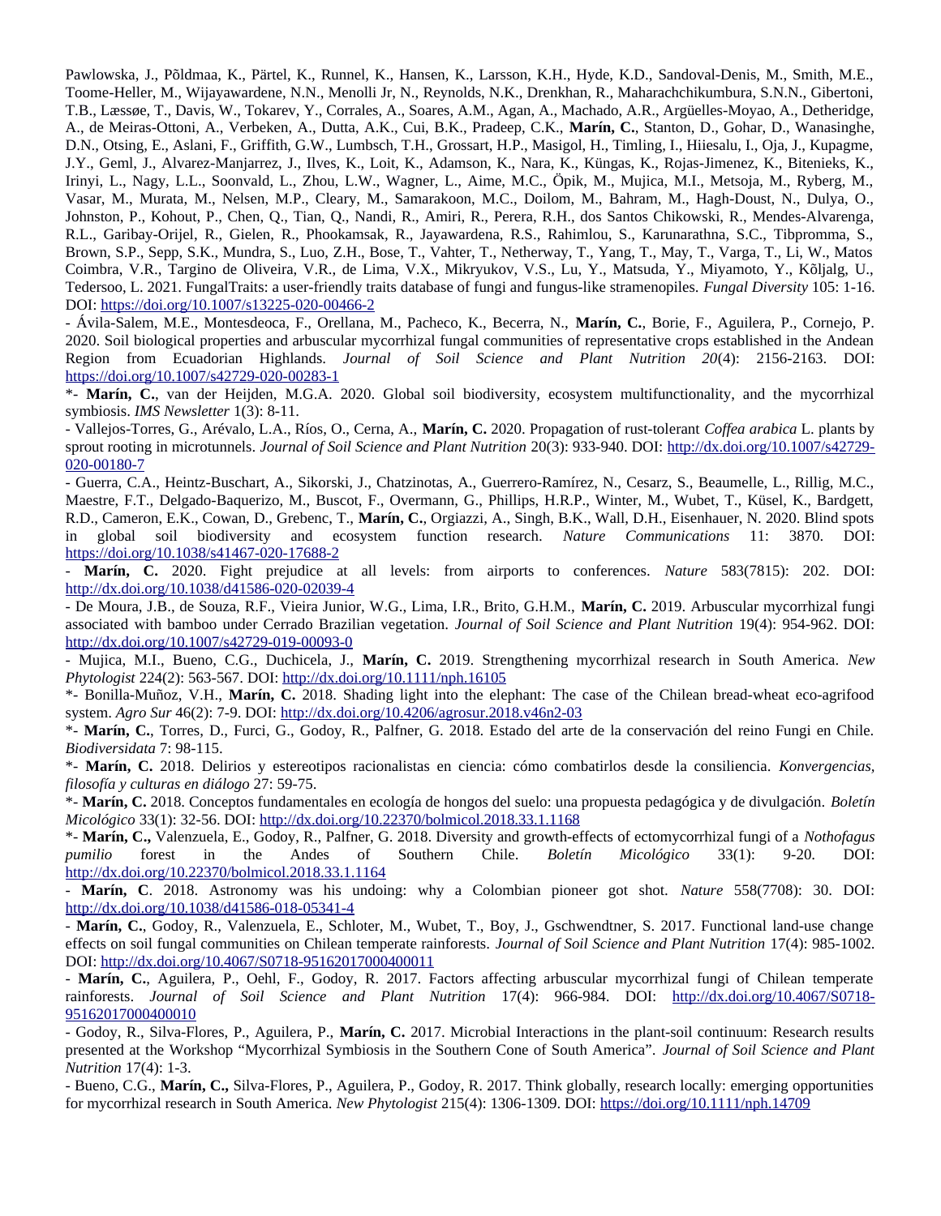Pawlowska, J., Põldmaa, K., Pärtel, K., Runnel, K., Hansen, K., Larsson, K.H., Hyde, K.D., Sandoval-Denis, M., Smith, M.E., Toome-Heller, M., Wijayawardene, N.N., Menolli Jr, N., Reynolds, N.K., Drenkhan, R., Maharachchikumbura, S.N.N., Gibertoni, T.B., Læssøe, T., Davis, W., Tokarev, Y., Corrales, A., Soares, A.M., Agan, A., Machado, A.R., Argüelles-Moyao, A., Detheridge, A., de Meiras-Ottoni, A., Verbeken, A., Dutta, A.K., Cui, B.K., Pradeep, C.K., **Marín, C.**, Stanton, D., Gohar, D., Wanasinghe, D.N., Otsing, E., Aslani, F., Griffith, G.W., Lumbsch, T.H., Grossart, H.P., Masigol, H., Timling, I., Hiiesalu, I., Oja, J., Kupagme, J.Y., Geml, J., Alvarez-Manjarrez, J., Ilves, K., Loit, K., Adamson, K., Nara, K., Küngas, K., Rojas-Jimenez, K., Bitenieks, K., Irinyi, L., Nagy, L.L., Soonvald, L., Zhou, L.W., Wagner, L., Aime, M.C., Öpik, M., Mujica, M.I., Metsoja, M., Ryberg, M., Vasar, M., Murata, M., Nelsen, M.P., Cleary, M., Samarakoon, M.C., Doilom, M., Bahram, M., Hagh-Doust, N., Dulya, O., Johnston, P., Kohout, P., Chen, Q., Tian, Q., Nandi, R., Amiri, R., Perera, R.H., dos Santos Chikowski, R., Mendes-Alvarenga, R.L., Garibay-Orijel, R., Gielen, R., Phookamsak, R., Jayawardena, R.S., Rahimlou, S., Karunarathna, S.C., Tibpromma, S., Brown, S.P., Sepp, S.K., Mundra, S., Luo, Z.H., Bose, T., Vahter, T., Netherway, T., Yang, T., May, T., Varga, T., Li, W., Matos Coimbra, V.R., Targino de Oliveira, V.R., de Lima, V.X., Mikryukov, V.S., Lu, Y., Matsuda, Y., Miyamoto, Y., Kõljalg, U., Tedersoo, L. 2021. FungalTraits: a user-friendly traits database of fungi and fungus-like stramenopiles. *Fungal Diversity* 105: 1-16. DOI: https://doi.org/10.1007/s13225-020-00466-2

- Ávila-Salem, M.E., Montesdeoca, F., Orellana, M., Pacheco, K., Becerra, N., **Marín, C.**, Borie, F., Aguilera, P., Cornejo, P. 2020. Soil biological properties and arbuscular mycorrhizal fungal communities of representative crops established in the Andean Region from Ecuadorian Highlands. *Journal of Soil Science and Plant Nutrition 20*(4): 2156-2163. DOI: https://doi.org/10.1007/s42729-020-00283-1

*- **Marín, C.**, van der Heijden, M.G.A. 2020. Global soil biodiversity, ecosystem multifunctionality, and the mycorrhizal symbiosis. *IMS Newsletter* 1(3): 8-11.

- Vallejos-Torres, G., Arévalo, L.A., Ríos, O., Cerna, A., **Marín, C.** 2020. Propagation of rust-tolerant *Coffea arabica* L. plants by sprout rooting in microtunnels. *Journal of Soil Science and Plant Nutrition* 20(3): 933-940. DOI: http://dx.doi.org/10.1007/s42729-020-00180-7

- Guerra, C.A., Heintz-Buschart, A., Sikorski, J., Chatzinotas, A., Guerrero-Ramírez, N., Cesarz, S., Beaumelle, L., Rillig, M.C., Maestre, F.T., Delgado-Baquerizo, M., Buscot, F., Overmann, G., Phillips, H.R.P., Winter, M., Wubet, T., Küsel, K., Bardgett, R.D., Cameron, E.K., Cowan, D., Grebenc, T., **Marín, C.**, Orgiazzi, A., Singh, B.K., Wall, D.H., Eisenhauer, N. 2020. Blind spots in global soil biodiversity and ecosystem function research. *Nature Communications* 11: 3870. DOI: https://doi.org/10.1038/s41467-020-17688-2

- **Marín, C.** 2020. Fight prejudice at all levels: from airports to conferences. *Nature* 583(7815): 202. DOI: http://dx.doi.org/10.1038/d41586-020-02039-4

- De Moura, J.B., de Souza, R.F., Vieira Junior, W.G., Lima, I.R., Brito, G.H.M., **Marín, C.** 2019. Arbuscular mycorrhizal fungi associated with bamboo under Cerrado Brazilian vegetation. *Journal of Soil Science and Plant Nutrition* 19(4): 954-962. DOI: http://dx.doi.org/10.1007/s42729-019-00093-0

- Mujica, M.I., Bueno, C.G., Duchicela, J., **Marín, C.** 2019. Strengthening mycorrhizal research in South America. *New Phytologist* 224(2): 563-567. DOI: http://dx.doi.org/10.1111/nph.16105

*- Bonilla-Muñoz, V.H., **Marín, C.** 2018. Shading light into the elephant: The case of the Chilean bread-wheat eco-agrifood system. *Agro Sur* 46(2): 7-9. DOI: http://dx.doi.org/10.4206/agrosur.2018.v46n2-03

*- **Marín, C.**, Torres, D., Furci, G., Godoy, R., Palfner, G. 2018. Estado del arte de la conservación del reino Fungi en Chile. *Biodiversidata* 7: 98-115.

*- **Marín, C.** 2018. Delirios y estereotipos racionalistas en ciencia: cómo combatirlos desde la consiliencia. *Konvergencias, filosofía y culturas en diálogo* 27: 59-75.

*- **Marín, C.** 2018. Conceptos fundamentales en ecología de hongos del suelo: una propuesta pedagógica y de divulgación. *Boletín Micológico* 33(1): 32-56. DOI: http://dx.doi.org/10.22370/bolmicol.2018.33.1.1168

*- **Marín, C.,** Valenzuela, E., Godoy, R., Palfner, G. 2018. Diversity and growth-effects of ectomycorrhizal fungi of a *Nothofagus pumilio* forest in the Andes of Southern Chile. *Boletín Micológico* 33(1): 9-20. DOI: http://dx.doi.org/10.22370/bolmicol.2018.33.1.1164

- **Marín, C**. 2018. Astronomy was his undoing: why a Colombian pioneer got shot. *Nature* 558(7708): 30. DOI: http://dx.doi.org/10.1038/d41586-018-05341-4

- **Marín, C.**, Godoy, R., Valenzuela, E., Schloter, M., Wubet, T., Boy, J., Gschwendtner, S. 2017. Functional land-use change effects on soil fungal communities on Chilean temperate rainforests. *Journal of Soil Science and Plant Nutrition* 17(4): 985-1002. DOI: http://dx.doi.org/10.4067/S0718-95162017000400011

- **Marín, C.**, Aguilera, P., Oehl, F., Godoy, R. 2017. Factors affecting arbuscular mycorrhizal fungi of Chilean temperate rainforests. *Journal of Soil Science and Plant Nutrition* 17(4): 966-984. DOI: http://dx.doi.org/10.4067/S0718-95162017000400010

- Godoy, R., Silva-Flores, P., Aguilera, P., **Marín, C.** 2017. Microbial Interactions in the plant-soil continuum: Research results presented at the Workshop "Mycorrhizal Symbiosis in the Southern Cone of South America". *Journal of Soil Science and Plant Nutrition* 17(4): 1-3.

- Bueno, C.G., **Marín, C.,** Silva-Flores, P., Aguilera, P., Godoy, R. 2017. Think globally, research locally: emerging opportunities for mycorrhizal research in South America. *New Phytologist* 215(4): 1306-1309. DOI: https://doi.org/10.1111/nph.14709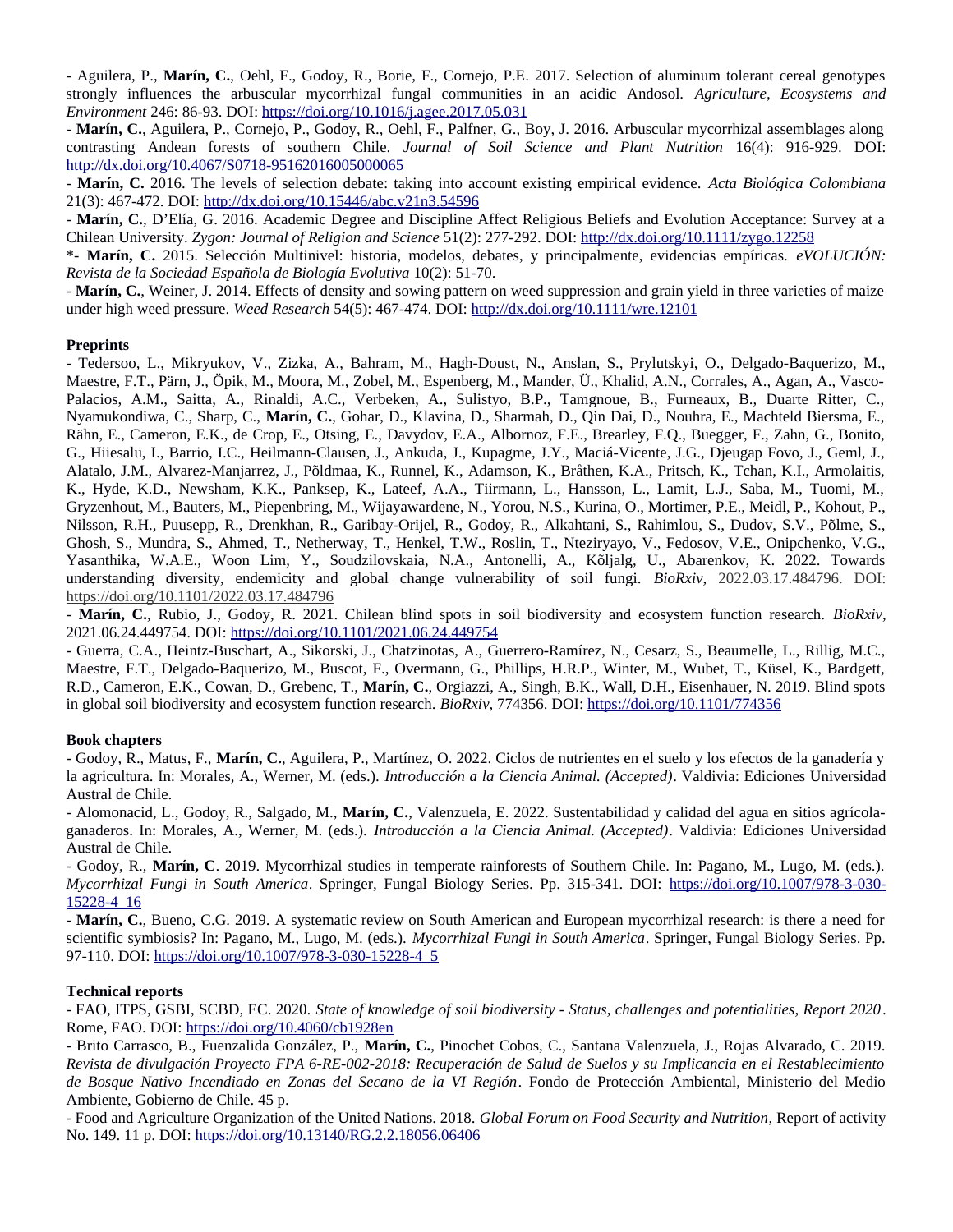- Aguilera, P., **Marín, C.**, Oehl, F., Godoy, R., Borie, F., Cornejo, P.E. 2017. Selection of aluminum tolerant cereal genotypes strongly influences the arbuscular mycorrhizal fungal communities in an acidic Andosol. *Agriculture, Ecosystems and Environment* 246: 86-93. DOI: https://doi.org/10.1016/j.agee.2017.05.031

- **Marín, C.**, Aguilera, P., Cornejo, P., Godoy, R., Oehl, F., Palfner, G., Boy, J. 2016. Arbuscular mycorrhizal assemblages along contrasting Andean forests of southern Chile. *Journal of Soil Science and Plant Nutrition* 16(4): 916-929. DOI: http://dx.doi.org/10.4067/S0718-95162016005000065

- **Marín, C.** 2016. The levels of selection debate: taking into account existing empirical evidence. *Acta Biológica Colombiana* 21(3): 467-472. DOI: http://dx.doi.org/10.15446/abc.v21n3.54596

- **Marín, C.**, D'Elía, G. 2016. Academic Degree and Discipline Affect Religious Beliefs and Evolution Acceptance: Survey at a Chilean University. *Zygon: Journal of Religion and Science* 51(2): 277-292. DOI: http://dx.doi.org/10.1111/zygo.12258

*- **Marín, C.** 2015. Selección Multinivel: historia, modelos, debates, y principalmente, evidencias empíricas. *eVOLUCIÓN: Revista de la Sociedad Española de Biología Evolutiva* 10(2): 51-70.

- **Marín, C.**, Weiner, J. 2014. Effects of density and sowing pattern on weed suppression and grain yield in three varieties of maize under high weed pressure. *Weed Research* 54(5): 467-474. DOI: http://dx.doi.org/10.1111/wre.12101

**Preprints**

- Tedersoo, L., Mikryukov, V., Zizka, A., Bahram, M., Hagh-Doust, N., Anslan, S., Prylutskyi, O., Delgado-Baquerizo, M., Maestre, F.T., Pärn, J., Öpik, M., Moora, M., Zobel, M., Espenberg, M., Mander, Ü., Khalid, A.N., Corrales, A., Agan, A., Vasco-Palacios, A.M., Saitta, A., Rinaldi, A.C., Verbeken, A., Sulistyo, B.P., Tamgnoue, B., Furneaux, B., Duarte Ritter, C., Nyamukondiwa, C., Sharp, C., **Marín, C.**, Gohar, D., Klavina, D., Sharmah, D., Qin Dai, D., Nouhra, E., Machteld Biersma, E., Rähn, E., Cameron, E.K., de Crop, E., Otsing, E., Davydov, E.A., Albornoz, F.E., Brearley, F.Q., Buegger, F., Zahn, G., Bonito, G., Hiiesalu, I., Barrio, I.C., Heilmann-Clausen, J., Ankuda, J., Kupagme, J.Y., Maciá-Vicente, J.G., Djeugap Fovo, J., Geml, J., Alatalo, J.M., Alvarez-Manjarrez, J., Põldmaa, K., Runnel, K., Adamson, K., Bråthen, K.A., Pritsch, K., Tchan, K.I., Armolaitis, K., Hyde, K.D., Newsham, K.K., Panksep, K., Lateef, A.A., Tiirmann, L., Hansson, L., Lamit, L.J., Saba, M., Tuomi, M., Gryzenhout, M., Bauters, M., Piepenbring, M., Wijayawardene, N., Yorou, N.S., Kurina, O., Mortimer, P.E., Meidl, P., Kohout, P., Nilsson, R.H., Puusepp, R., Drenkhan, R., Garibay-Orijel, R., Godoy, R., Alkahtani, S., Rahimlou, S., Dudov, S.V., Põlme, S., Ghosh, S., Mundra, S., Ahmed, T., Netherway, T., Henkel, T.W., Roslin, T., Nteziryayo, V., Fedosov, V.E., Onipchenko, V.G., Yasanthika, W.A.E., Woon Lim, Y., Soudzilovskaia, N.A., Antonelli, A., Kõljalg, U., Abarenkov, K. 2022. Towards understanding diversity, endemicity and global change vulnerability of soil fungi. *BioRxiv*, 2022.03.17.484796. DOI: https://doi.org/10.1101/2022.03.17.484796

- **Marín, C.**, Rubio, J., Godoy, R. 2021. Chilean blind spots in soil biodiversity and ecosystem function research. *BioRxiv*, 2021.06.24.449754. DOI: https://doi.org/10.1101/2021.06.24.449754

- Guerra, C.A., Heintz-Buschart, A., Sikorski, J., Chatzinotas, A., Guerrero-Ramírez, N., Cesarz, S., Beaumelle, L., Rillig, M.C., Maestre, F.T., Delgado-Baquerizo, M., Buscot, F., Overmann, G., Phillips, H.R.P., Winter, M., Wubet, T., Küsel, K., Bardgett, R.D., Cameron, E.K., Cowan, D., Grebenc, T., **Marín, C.**, Orgiazzi, A., Singh, B.K., Wall, D.H., Eisenhauer, N. 2019. Blind spots in global soil biodiversity and ecosystem function research. *BioRxiv*, 774356. DOI: https://doi.org/10.1101/774356

**Book chapters**

- Godoy, R., Matus, F., **Marín, C.**, Aguilera, P., Martínez, O. 2022. Ciclos de nutrientes en el suelo y los efectos de la ganadería y la agricultura. In: Morales, A., Werner, M. (eds.). *Introducción a la Ciencia Animal. (Accepted)*. Valdivia: Ediciones Universidad Austral de Chile.

- Alomonacid, L., Godoy, R., Salgado, M., **Marín, C.**, Valenzuela, E. 2022. Sustentabilidad y calidad del agua en sitios agrícola-ganaderos. In: Morales, A., Werner, M. (eds.). *Introducción a la Ciencia Animal. (Accepted)*. Valdivia: Ediciones Universidad Austral de Chile.

- Godoy, R., **Marín, C**. 2019. Mycorrhizal studies in temperate rainforests of Southern Chile. In: Pagano, M., Lugo, M. (eds.). *Mycorrhizal Fungi in South America*. Springer, Fungal Biology Series. Pp. 315-341. DOI: https://doi.org/10.1007/978-3-030-15228-4_16

- **Marín, C.**, Bueno, C.G. 2019. A systematic review on South American and European mycorrhizal research: is there a need for scientific symbiosis? In: Pagano, M., Lugo, M. (eds.). *Mycorrhizal Fungi in South America*. Springer, Fungal Biology Series. Pp. 97-110. DOI: https://doi.org/10.1007/978-3-030-15228-4_5

**Technical reports**

- FAO, ITPS, GSBI, SCBD, EC. 2020. *State of knowledge of soil biodiversity - Status, challenges and potentialities, Report 2020*. Rome, FAO. DOI: https://doi.org/10.4060/cb1928en

- Brito Carrasco, B., Fuenzalida González, P., **Marín, C.**, Pinochet Cobos, C., Santana Valenzuela, J., Rojas Alvarado, C. 2019. *Revista de divulgación Proyecto FPA 6-RE-002-2018: Recuperación de Salud de Suelos y su Implicancia en el Restablecimiento de Bosque Nativo Incendiado en Zonas del Secano de la VI Región*. Fondo de Protección Ambiental, Ministerio del Medio Ambiente, Gobierno de Chile. 45 p.

- Food and Agriculture Organization of the United Nations. 2018. *Global Forum on Food Security and Nutrition*, Report of activity No. 149. 11 p. DOI: https://doi.org/10.13140/RG.2.2.18056.06406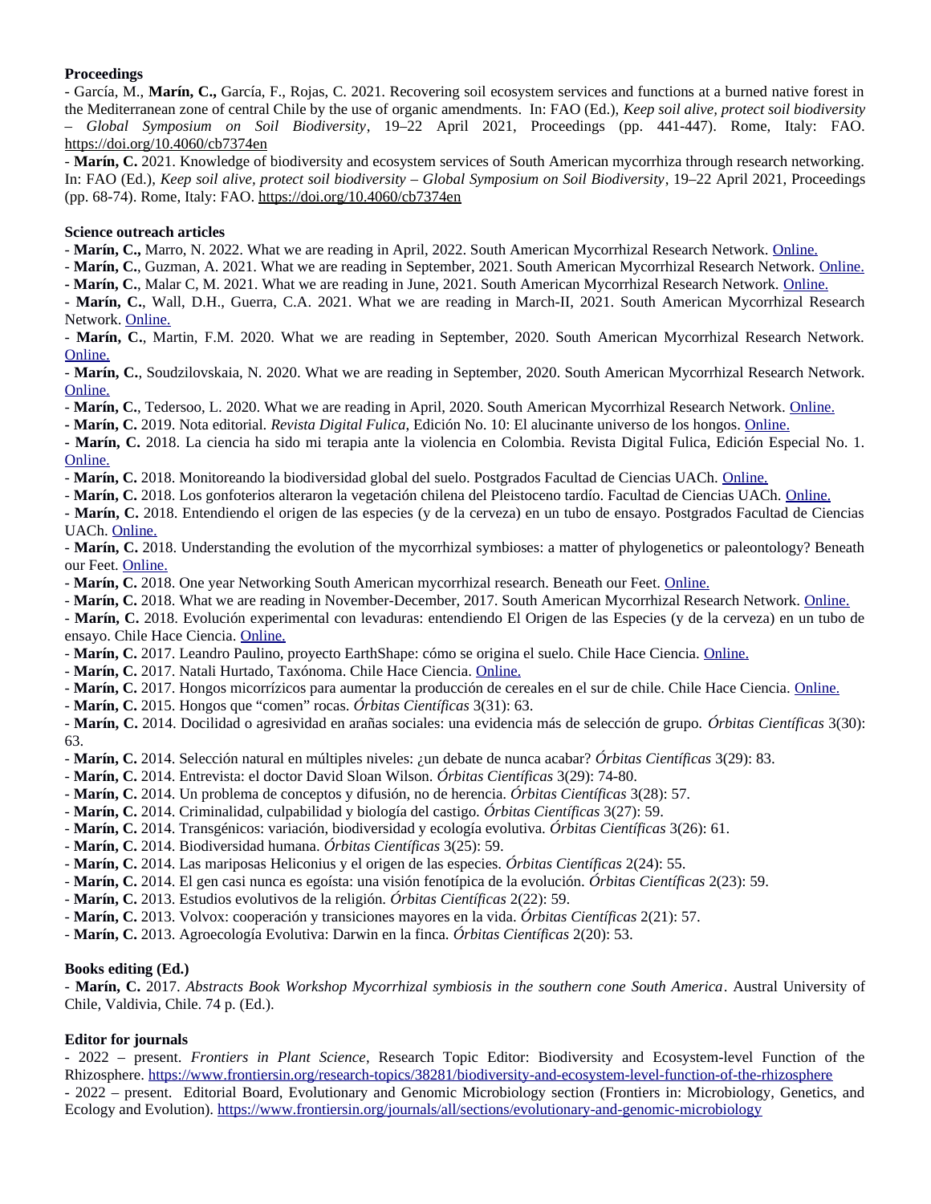**Proceedings**

- García, M., **Marín, C.,** García, F., Rojas, C. 2021. Recovering soil ecosystem services and functions at a burned native forest in the Mediterranean zone of central Chile by the use of organic amendments. In: FAO (Ed.), *Keep soil alive, protect soil biodiversity – Global Symposium on Soil Biodiversity*, 19–22 April 2021, Proceedings (pp. 441-447). Rome, Italy: FAO. https://doi.org/10.4060/cb7374en
- **Marín, C.** 2021. Knowledge of biodiversity and ecosystem services of South American mycorrhiza through research networking. In: FAO (Ed.), *Keep soil alive, protect soil biodiversity – Global Symposium on Soil Biodiversity*, 19–22 April 2021, Proceedings (pp. 68-74). Rome, Italy: FAO. https://doi.org/10.4060/cb7374en

**Science outreach articles**

- **Marín, C.,** Marro, N. 2022. What we are reading in April, 2022. South American Mycorrhizal Research Network. Online.
- **Marín, C.**, Guzman, A. 2021. What we are reading in September, 2021. South American Mycorrhizal Research Network. Online.
- **Marín, C.**, Malar C, M. 2021. What we are reading in June, 2021. South American Mycorrhizal Research Network. Online.
- **Marín, C.**, Wall, D.H., Guerra, C.A. 2021. What we are reading in March-II, 2021. South American Mycorrhizal Research Network. Online.
- **Marín, C.**, Martin, F.M. 2020. What we are reading in September, 2020. South American Mycorrhizal Research Network. Online.
- **Marín, C.**, Soudzilovskaia, N. 2020. What we are reading in September, 2020. South American Mycorrhizal Research Network. Online.
- **Marín, C.**, Tedersoo, L. 2020. What we are reading in April, 2020. South American Mycorrhizal Research Network. Online.
- **Marín, C.** 2019. Nota editorial. *Revista Digital Fulica*, Edición No. 10: El alucinante universo de los hongos. Online.
- **Marín, C.** 2018. La ciencia ha sido mi terapia ante la violencia en Colombia. Revista Digital Fulica, Edición Especial No. 1. Online.
- **Marín, C.** 2018. Monitoreando la biodiversidad global del suelo. Postgrados Facultad de Ciencias UACh. Online.
- **Marín, C.** 2018. Los gonfoterios alteraron la vegetación chilena del Pleistoceno tardío. Facultad de Ciencias UACh. Online.
- **Marín, C.** 2018. Entendiendo el origen de las especies (y de la cerveza) en un tubo de ensayo. Postgrados Facultad de Ciencias UACh. Online.
- **Marín, C.** 2018. Understanding the evolution of the mycorrhizal symbioses: a matter of phylogenetics or paleontology? Beneath our Feet. Online.
- **Marín, C.** 2018. One year Networking South American mycorrhizal research. Beneath our Feet. Online.
- **Marín, C.** 2018. What we are reading in November-December, 2017. South American Mycorrhizal Research Network. Online.
- **Marín, C.** 2018. Evolución experimental con levaduras: entendiendo El Origen de las Especies (y de la cerveza) en un tubo de ensayo. Chile Hace Ciencia. Online.
- **Marín, C.** 2017. Leandro Paulino, proyecto EarthShape: cómo se origina el suelo. Chile Hace Ciencia. Online.
- **Marín, C.** 2017. Natali Hurtado, Taxónoma. Chile Hace Ciencia. Online.
- **Marín, C.** 2017. Hongos micorrízicos para aumentar la producción de cereales en el sur de chile. Chile Hace Ciencia. Online.
- **Marín, C.** 2015. Hongos que "comen" rocas. *Órbitas Científicas* 3(31): 63.
- **Marín, C.** 2014. Docilidad o agresividad en arañas sociales: una evidencia más de selección de grupo. *Órbitas Científicas* 3(30): 63.
- **Marín, C.** 2014. Selección natural en múltiples niveles: ¿un debate de nunca acabar? *Órbitas Científicas* 3(29): 83.
- **Marín, C.** 2014. Entrevista: el doctor David Sloan Wilson. *Órbitas Científicas* 3(29): 74-80.
- **Marín, C.** 2014. Un problema de conceptos y difusión, no de herencia. *Órbitas Científicas* 3(28): 57.
- **Marín, C.** 2014. Criminalidad, culpabilidad y biología del castigo. *Órbitas Científicas* 3(27): 59.
- **Marín, C.** 2014. Transgénicos: variación, biodiversidad y ecología evolutiva. *Órbitas Científicas* 3(26): 61.
- **Marín, C.** 2014. Biodiversidad humana. *Órbitas Científicas* 3(25): 59.
- **Marín, C.** 2014. Las mariposas Heliconius y el origen de las especies. *Órbitas Científicas* 2(24): 55.
- **Marín, C.** 2014. El gen casi nunca es egoísta: una visión fenotípica de la evolución. *Órbitas Científicas* 2(23): 59.
- **Marín, C.** 2013. Estudios evolutivos de la religión. *Órbitas Científicas* 2(22): 59.
- **Marín, C.** 2013. Volvox: cooperación y transiciones mayores en la vida. *Órbitas Científicas* 2(21): 57.
- **Marín, C.** 2013. Agroecología Evolutiva: Darwin en la finca. *Órbitas Científicas* 2(20): 53.

**Books editing (Ed.)**

- **Marín, C.** 2017. *Abstracts Book Workshop Mycorrhizal symbiosis in the southern cone South America*. Austral University of Chile, Valdivia, Chile. 74 p. (Ed.).

**Editor for journals**

- 2022 – present. *Frontiers in Plant Science*, Research Topic Editor: Biodiversity and Ecosystem-level Function of the Rhizosphere. https://www.frontiersin.org/research-topics/38281/biodiversity-and-ecosystem-level-function-of-the-rhizosphere
- 2022 – present. Editorial Board, Evolutionary and Genomic Microbiology section (Frontiers in: Microbiology, Genetics, and Ecology and Evolution). https://www.frontiersin.org/journals/all/sections/evolutionary-and-genomic-microbiology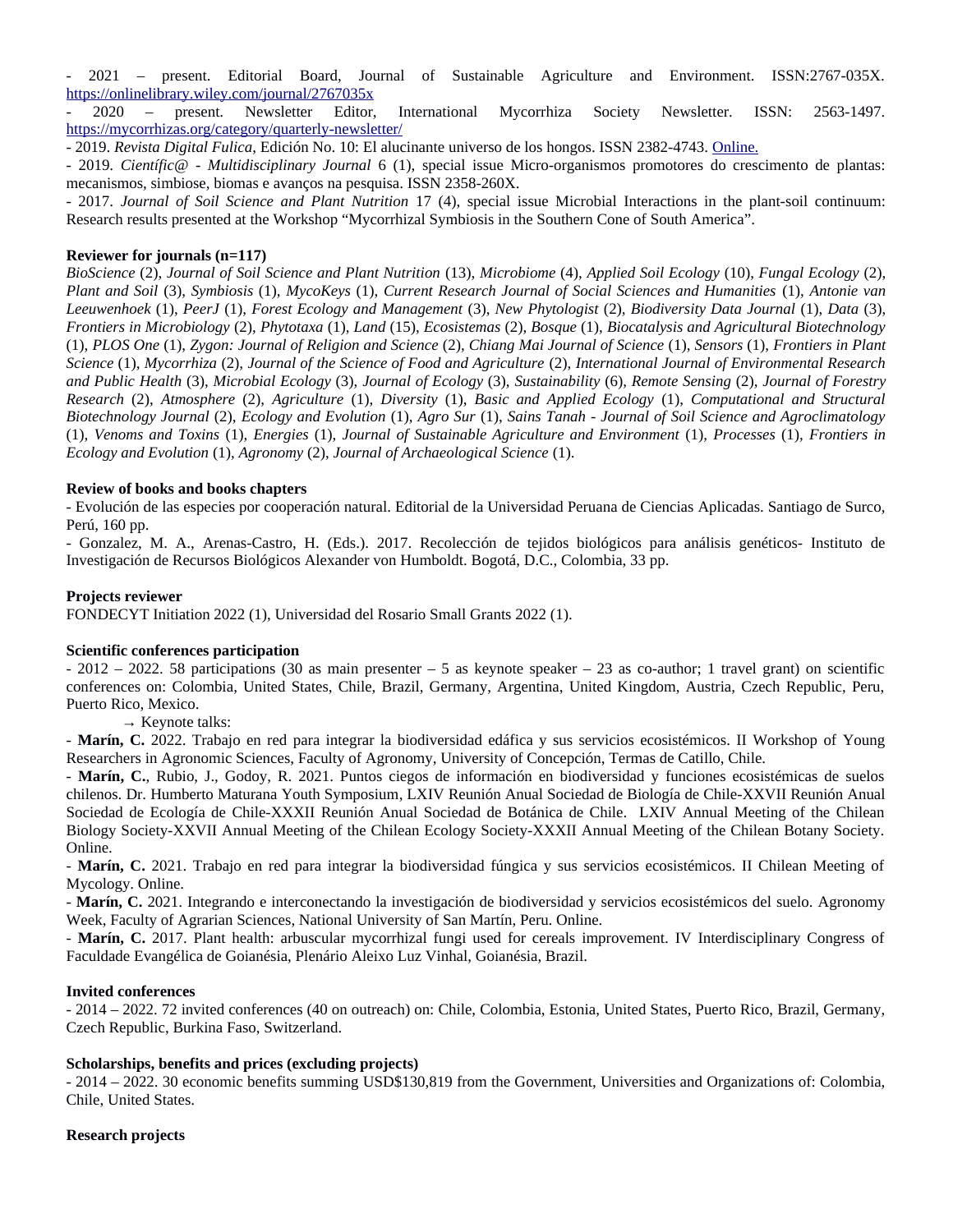- 2021 – present. Editorial Board, Journal of Sustainable Agriculture and Environment. ISSN:2767-035X. https://onlinelibrary.wiley.com/journal/2767035x

- 2020 – present. Newsletter Editor, International Mycorrhiza Society Newsletter. ISSN: 2563-1497. https://mycorrhizas.org/category/quarterly-newsletter/

- 2019. *Revista Digital Fulica*, Edición No. 10: El alucinante universo de los hongos. ISSN 2382-4743. Online.

- 2019. *Científic@ - Multidisciplinary Journal* 6 (1), special issue Micro-organismos promotores do crescimento de plantas: mecanismos, simbiose, biomas e avanços na pesquisa. ISSN 2358-260X.

- 2017. *Journal of Soil Science and Plant Nutrition* 17 (4), special issue Microbial Interactions in the plant-soil continuum: Research results presented at the Workshop "Mycorrhizal Symbiosis in the Southern Cone of South America".

**Reviewer for journals (n=117)**

*BioScience* (2), *Journal of Soil Science and Plant Nutrition* (13), *Microbiome* (4), *Applied Soil Ecology* (10), *Fungal Ecology* (2), *Plant and Soil* (3), *Symbiosis* (1), *MycoKeys* (1), *Current Research Journal of Social Sciences and Humanities* (1), *Antonie van Leeuwenhoek* (1), *PeerJ* (1), *Forest Ecology and Management* (3), *New Phytologist* (2), *Biodiversity Data Journal* (1), *Data* (3), *Frontiers in Microbiology* (2), *Phytotaxa* (1), *Land* (15), *Ecosistemas* (2), *Bosque* (1), *Biocatalysis and Agricultural Biotechnology* (1), *PLOS One* (1), *Zygon: Journal of Religion and Science* (2), *Chiang Mai Journal of Science* (1), *Sensors* (1), *Frontiers in Plant Science* (1), *Mycorrhiza* (2), *Journal of the Science of Food and Agriculture* (2), *International Journal of Environmental Research and Public Health* (3), *Microbial Ecology* (3), *Journal of Ecology* (3), *Sustainability* (6), *Remote Sensing* (2), *Journal of Forestry Research* (2), *Atmosphere* (2), *Agriculture* (1), *Diversity* (1), *Basic and Applied Ecology* (1), *Computational and Structural Biotechnology Journal* (2), *Ecology and Evolution* (1), *Agro Sur* (1), *Sains Tanah - Journal of Soil Science and Agroclimatology* (1), *Venoms and Toxins* (1), *Energies* (1), *Journal of Sustainable Agriculture and Environment* (1), *Processes* (1), *Frontiers in Ecology and Evolution* (1), *Agronomy* (2), *Journal of Archaeological Science* (1).

**Review of books and books chapters**

- Evolución de las especies por cooperación natural. Editorial de la Universidad Peruana de Ciencias Aplicadas. Santiago de Surco, Perú, 160 pp.

- Gonzalez, M. A., Arenas-Castro, H. (Eds.). 2017. Recolección de tejidos biológicos para análisis genéticos- Instituto de Investigación de Recursos Biológicos Alexander von Humboldt. Bogotá, D.C., Colombia, 33 pp.

**Projects reviewer**

FONDECYT Initiation 2022 (1), Universidad del Rosario Small Grants 2022 (1).

**Scientific conferences participation**

- 2012 – 2022. 58 participations (30 as main presenter – 5 as keynote speaker – 23 as co-author; 1 travel grant) on scientific conferences on: Colombia, United States, Chile, Brazil, Germany, Argentina, United Kingdom, Austria, Czech Republic, Peru, Puerto Rico, Mexico.

→ Keynote talks:

- **Marín, C.** 2022. Trabajo en red para integrar la biodiversidad edáfica y sus servicios ecosistémicos. II Workshop of Young Researchers in Agronomic Sciences, Faculty of Agronomy, University of Concepción, Termas de Catillo, Chile.

- **Marín, C.**, Rubio, J., Godoy, R. 2021. Puntos ciegos de información en biodiversidad y funciones ecosistémicas de suelos chilenos. Dr. Humberto Maturana Youth Symposium, LXIV Reunión Anual Sociedad de Biología de Chile-XXVII Reunión Anual Sociedad de Ecología de Chile-XXXII Reunión Anual Sociedad de Botánica de Chile. LXIV Annual Meeting of the Chilean Biology Society-XXVII Annual Meeting of the Chilean Ecology Society-XXXII Annual Meeting of the Chilean Botany Society. Online.

- **Marín, C.** 2021. Trabajo en red para integrar la biodiversidad fúngica y sus servicios ecosistémicos. II Chilean Meeting of Mycology. Online.

- **Marín, C.** 2021. Integrando e interconectando la investigación de biodiversidad y servicios ecosistémicos del suelo. Agronomy Week, Faculty of Agrarian Sciences, National University of San Martín, Peru. Online.

- **Marín, C.** 2017. Plant health: arbuscular mycorrhizal fungi used for cereals improvement. IV Interdisciplinary Congress of Faculdade Evangélica de Goianésia, Plenário Aleixo Luz Vinhal, Goianésia, Brazil.

**Invited conferences**

- 2014 – 2022. 72 invited conferences (40 on outreach) on: Chile, Colombia, Estonia, United States, Puerto Rico, Brazil, Germany, Czech Republic, Burkina Faso, Switzerland.

**Scholarships, benefits and prices (excluding projects)**

- 2014 – 2022. 30 economic benefits summing USD$130,819 from the Government, Universities and Organizations of: Colombia, Chile, United States.

**Research projects**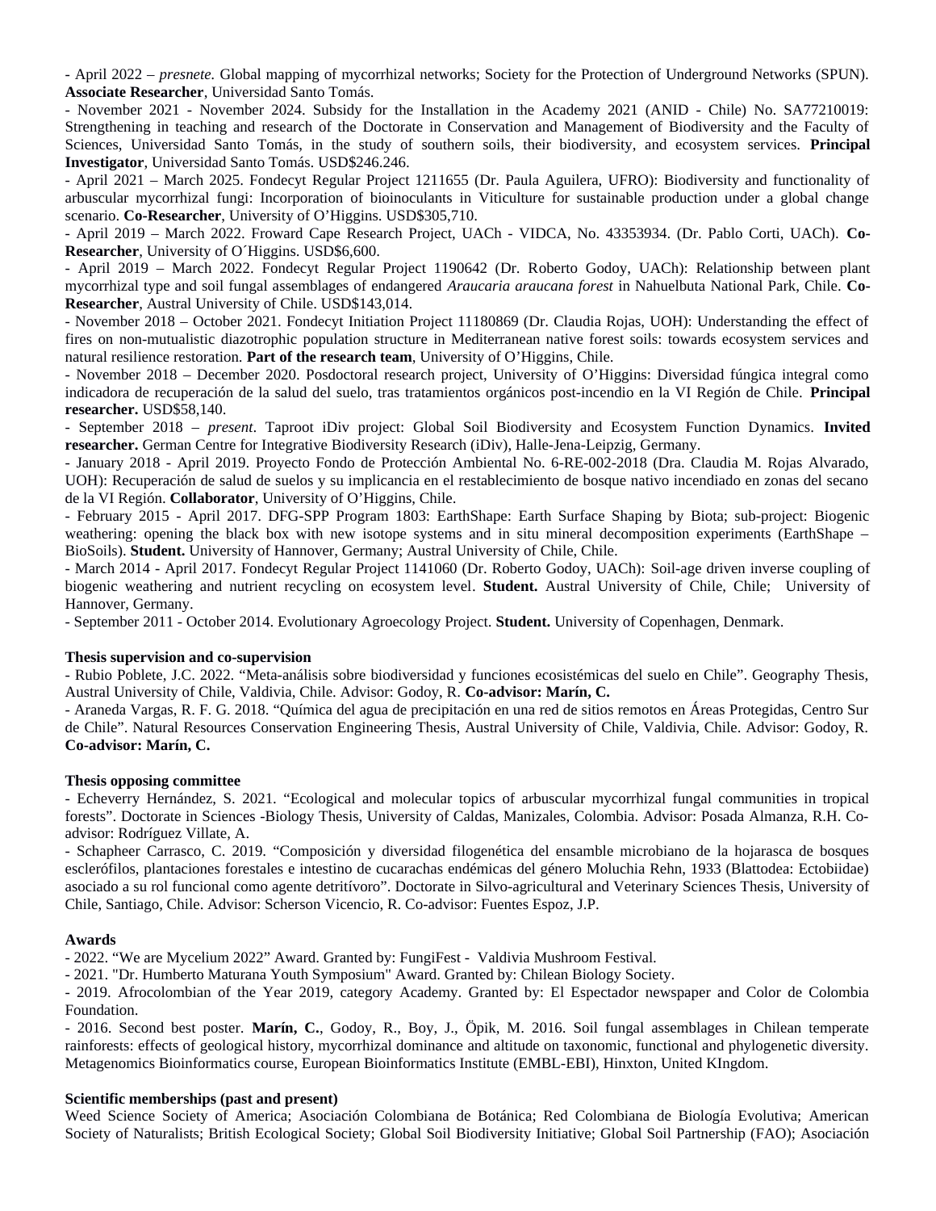- April 2022 – *presnete*. Global mapping of mycorrhizal networks; Society for the Protection of Underground Networks (SPUN). **Associate Researcher**, Universidad Santo Tomás.

- November 2021 - November 2024. Subsidy for the Installation in the Academy 2021 (ANID - Chile) No. SA77210019: Strengthening in teaching and research of the Doctorate in Conservation and Management of Biodiversity and the Faculty of Sciences, Universidad Santo Tomás, in the study of southern soils, their biodiversity, and ecosystem services. **Principal Investigator**, Universidad Santo Tomás. USD$246.246.

- April 2021 – March 2025. Fondecyt Regular Project 1211655 (Dr. Paula Aguilera, UFRO): Biodiversity and functionality of arbuscular mycorrhizal fungi: Incorporation of bioinoculants in Viticulture for sustainable production under a global change scenario. **Co-Researcher**, University of O'Higgins. USD$305,710.

- April 2019 – March 2022. Froward Cape Research Project, UACh - VIDCA, No. 43353934. (Dr. Pablo Corti, UACh). **Co-Researcher**, University of O´Higgins. USD$6,600.

- April 2019 – March 2022. Fondecyt Regular Project 1190642 (Dr. Roberto Godoy, UACh): Relationship between plant mycorrhizal type and soil fungal assemblages of endangered *Araucaria araucana forest* in Nahuelbuta National Park, Chile. **Co-Researcher**, Austral University of Chile. USD$143,014.

- November 2018 – October 2021. Fondecyt Initiation Project 11180869 (Dr. Claudia Rojas, UOH): Understanding the effect of fires on non-mutualistic diazotrophic population structure in Mediterranean native forest soils: towards ecosystem services and natural resilience restoration. **Part of the research team**, University of O'Higgins, Chile.

- November 2018 – December 2020. Posdoctoral research project, University of O'Higgins: Diversidad fúngica integral como indicadora de recuperación de la salud del suelo, tras tratamientos orgánicos post-incendio en la VI Región de Chile. **Principal researcher.** USD$58,140.

- September 2018 – *present*. Taproot iDiv project: Global Soil Biodiversity and Ecosystem Function Dynamics. **Invited researcher.** German Centre for Integrative Biodiversity Research (iDiv), Halle-Jena-Leipzig, Germany.

- January 2018 - April 2019. Proyecto Fondo de Protección Ambiental No. 6-RE-002-2018 (Dra. Claudia M. Rojas Alvarado, UOH): Recuperación de salud de suelos y su implicancia en el restablecimiento de bosque nativo incendiado en zonas del secano de la VI Región. **Collaborator**, University of O'Higgins, Chile.

- February 2015 - April 2017. DFG-SPP Program 1803: EarthShape: Earth Surface Shaping by Biota; sub-project: Biogenic weathering: opening the black box with new isotope systems and in situ mineral decomposition experiments (EarthShape – BioSoils). **Student.** University of Hannover, Germany; Austral University of Chile, Chile.

- March 2014 - April 2017. Fondecyt Regular Project 1141060 (Dr. Roberto Godoy, UACh): Soil-age driven inverse coupling of biogenic weathering and nutrient recycling on ecosystem level. **Student.** Austral University of Chile, Chile; University of Hannover, Germany.

- September 2011 - October 2014. Evolutionary Agroecology Project. **Student.** University of Copenhagen, Denmark.

**Thesis supervision and co-supervision**

- Rubio Poblete, J.C. 2022. "Meta-análisis sobre biodiversidad y funciones ecosistémicas del suelo en Chile". Geography Thesis, Austral University of Chile, Valdivia, Chile. Advisor: Godoy, R. **Co-advisor: Marín, C.**

- Araneda Vargas, R. F. G. 2018. "Química del agua de precipitación en una red de sitios remotos en Áreas Protegidas, Centro Sur de Chile". Natural Resources Conservation Engineering Thesis, Austral University of Chile, Valdivia, Chile. Advisor: Godoy, R. **Co-advisor: Marín, C.**

**Thesis opposing committee**

- Echeverry Hernández, S. 2021. "Ecological and molecular topics of arbuscular mycorrhizal fungal communities in tropical forests". Doctorate in Sciences -Biology Thesis, University of Caldas, Manizales, Colombia. Advisor: Posada Almanza, R.H. Co-advisor: Rodríguez Villate, A.

- Schapheer Carrasco, C. 2019. "Composición y diversidad filogenética del ensamble microbiano de la hojarasca de bosques esclerófilos, plantaciones forestales e intestino de cucarachas endémicas del género Moluchia Rehn, 1933 (Blattodea: Ectobiidae) asociado a su rol funcional como agente detritívoro". Doctorate in Silvo-agricultural and Veterinary Sciences Thesis, University of Chile, Santiago, Chile. Advisor: Scherson Vicencio, R. Co-advisor: Fuentes Espoz, J.P.

**Awards**

- 2022. "We are Mycelium 2022" Award. Granted by: FungiFest - Valdivia Mushroom Festival.

- 2021. "Dr. Humberto Maturana Youth Symposium" Award. Granted by: Chilean Biology Society.

- 2019. Afrocolombian of the Year 2019, category Academy. Granted by: El Espectador newspaper and Color de Colombia Foundation.

- 2016. Second best poster. **Marín, C.**, Godoy, R., Boy, J., Öpik, M. 2016. Soil fungal assemblages in Chilean temperate rainforests: effects of geological history, mycorrhizal dominance and altitude on taxonomic, functional and phylogenetic diversity. Metagenomics Bioinformatics course, European Bioinformatics Institute (EMBL-EBI), Hinxton, United KIngdom.

**Scientific memberships (past and present)**

Weed Science Society of America; Asociación Colombiana de Botánica; Red Colombiana de Biología Evolutiva; American Society of Naturalists; British Ecological Society; Global Soil Biodiversity Initiative; Global Soil Partnership (FAO); Asociación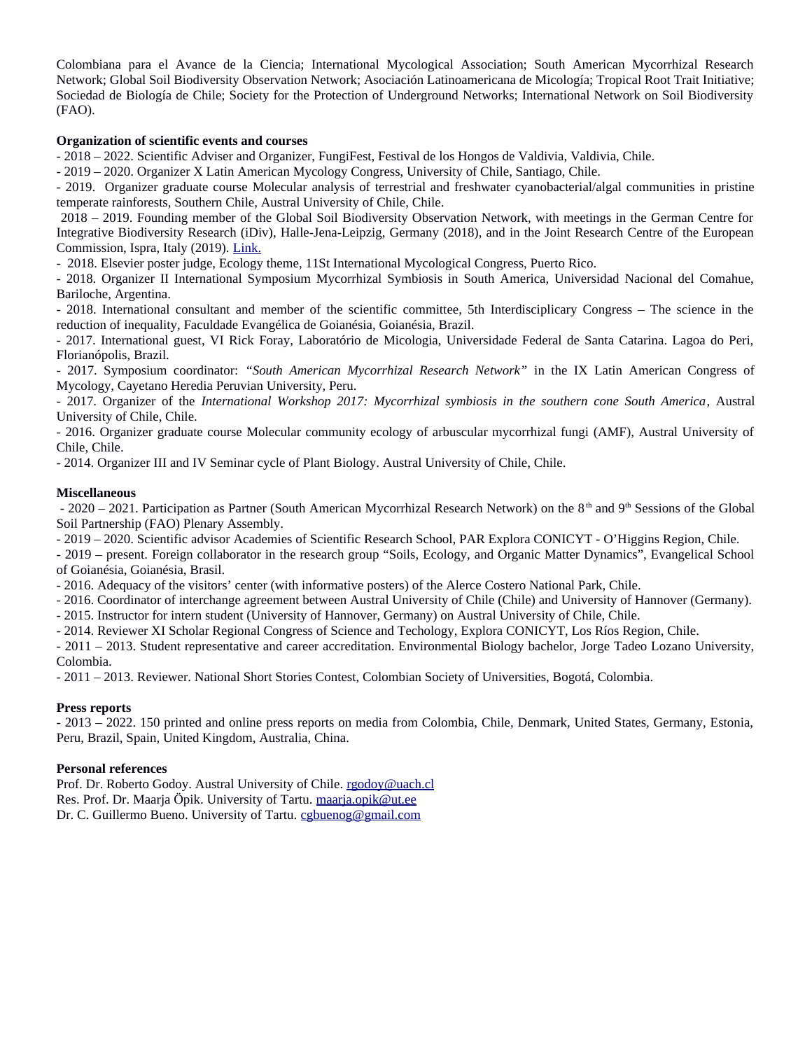Colombiana para el Avance de la Ciencia; International Mycological Association; South American Mycorrhizal Research Network; Global Soil Biodiversity Observation Network; Asociación Latinoamericana de Micología; Tropical Root Trait Initiative; Sociedad de Biología de Chile; Society for the Protection of Underground Networks; International Network on Soil Biodiversity (FAO).

**Organization of scientific events and courses**

- 2018 – 2022. Scientific Adviser and Organizer, FungiFest, Festival de los Hongos de Valdivia, Valdivia, Chile.
- 2019 – 2020. Organizer X Latin American Mycology Congress, University of Chile, Santiago, Chile.
- 2019. Organizer graduate course Molecular analysis of terrestrial and freshwater cyanobacterial/algal communities in pristine temperate rainforests, Southern Chile, Austral University of Chile, Chile.

2018 – 2019. Founding member of the Global Soil Biodiversity Observation Network, with meetings in the German Centre for Integrative Biodiversity Research (iDiv), Halle-Jena-Leipzig, Germany (2018), and in the Joint Research Centre of the European Commission, Ispra, Italy (2019). Link.

- 2018. Elsevier poster judge, Ecology theme, 11St International Mycological Congress, Puerto Rico.
- 2018. Organizer II International Symposium Mycorrhizal Symbiosis in South America, Universidad Nacional del Comahue, Bariloche, Argentina.
- 2018. International consultant and member of the scientific committee, 5th Interdisciplicary Congress – The science in the reduction of inequality, Faculdade Evangélica de Goianésia, Goianésia, Brazil.
- 2017. International guest, VI Rick Foray, Laboratório de Micologia, Universidade Federal de Santa Catarina. Lagoa do Peri, Florianópolis, Brazil.
- 2017. Symposium coordinator: *"South American Mycorrhizal Research Network"* in the IX Latin American Congress of Mycology, Cayetano Heredia Peruvian University, Peru.
- 2017. Organizer of the *International Workshop 2017: Mycorrhizal symbiosis in the southern cone South America*, Austral University of Chile, Chile.
- 2016. Organizer graduate course Molecular community ecology of arbuscular mycorrhizal fungi (AMF), Austral University of Chile, Chile.
- 2014. Organizer III and IV Seminar cycle of Plant Biology. Austral University of Chile, Chile.

**Miscellaneous**

- 2020 – 2021. Participation as Partner (South American Mycorrhizal Research Network) on the 8th and 9th Sessions of the Global Soil Partnership (FAO) Plenary Assembly.
- 2019 – 2020. Scientific advisor Academies of Scientific Research School, PAR Explora CONICYT - O'Higgins Region, Chile.
- 2019 – present. Foreign collaborator in the research group "Soils, Ecology, and Organic Matter Dynamics", Evangelical School of Goianésia, Goianésia, Brasil.
- 2016. Adequacy of the visitors' center (with informative posters) of the Alerce Costero National Park, Chile.
- 2016. Coordinator of interchange agreement between Austral University of Chile (Chile) and University of Hannover (Germany).
- 2015. Instructor for intern student (University of Hannover, Germany) on Austral University of Chile, Chile.
- 2014. Reviewer XI Scholar Regional Congress of Science and Techology, Explora CONICYT, Los Ríos Region, Chile.
- 2011 – 2013. Student representative and career accreditation. Environmental Biology bachelor, Jorge Tadeo Lozano University, Colombia.
- 2011 – 2013. Reviewer. National Short Stories Contest, Colombian Society of Universities, Bogotá, Colombia.

**Press reports**

- 2013 – 2022. 150 printed and online press reports on media from Colombia, Chile, Denmark, United States, Germany, Estonia, Peru, Brazil, Spain, United Kingdom, Australia, China.

**Personal references**

Prof. Dr. Roberto Godoy. Austral University of Chile. rgodoy@uach.cl
Res. Prof. Dr. Maarja Öpik. University of Tartu. maarja.opik@ut.ee
Dr. C. Guillermo Bueno. University of Tartu. cgbuenog@gmail.com